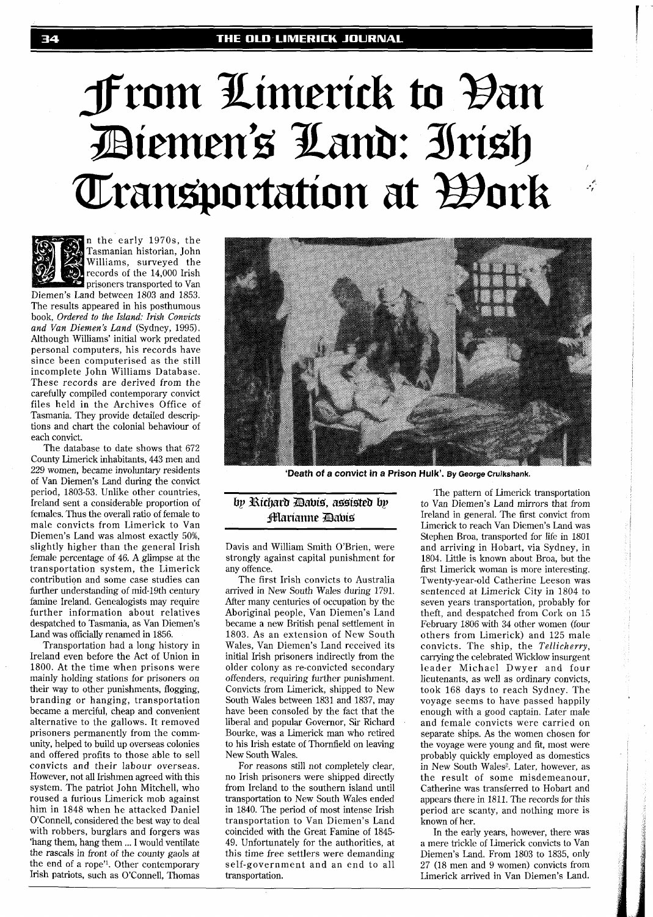# From Limerick to Van Diemen's Land: Irish Transportation at Work

**by Richard Davis, assisted by Marianne Davis**

In the early 1970s, the Tasmanian historian, John Williams, surveyed the records of the 14,000 Irish prisoners transported to Van Diemen's Land between 1803 and 1853. The results appeared in his posthumous book, *Ordered to the Island: Irish Convicts and Van Diemen's Land* (Sydney, 1995). Although Williams' initial work predated personal computers, his records have since been computerised as the still incomplete John Williams Database. These records are derived from the carefully compiled contemporary convict files held in the Archives Office of Tasmania. They provide detailed descriptions and chart the colonial behaviour of each convict.

The database to date shows that 672 County Limerick inhabitants, 443 men and 229 women, became involuntary residents of Van Diemen's Land during the convict period, 1803-53. Unlike other countries, Ireland sent a considerable proportion of females. Thus the overall ratio of female to male convicts from Limerick to Van Diemen's Land was almost exactly 50%, slightly higher than the general Irish female percentage of 46. A glimpse at the transportation system, the Limerick contribution and some case studies can further understanding of mid-19th century famine Ireland. Genealogists may require further information about relatives despatched to Tasmania, as Van Diemen's Land was officially renamed in 1856.

Transportation had a long history in Ireland even before the Act of Union in 1800. At the time when prisons were mainly holding stations for prisoners on their way to other punishments, flogging, branding or hanging, transportation became a merciful, cheap and convenient alternative to the gallows. It removed prisoners permanently from the community, helped to build up overseas colonies and offered profits to those able to sell convicts and their labour overseas. However, not all Irishmen agreed with this system. The patriot John Mitchell, who roused a furious Limerick mob against him in 1848 when he attacked Daniel O'Connell, considered the best way to deal with robbers, burglars and forgers was 'hang them, hang them ... I would ventilate the rascals in front of the county gaols at the end of a rope'[1]. Other contemporary Irish patriots, such as O'Connell, Thomas Davis and William Smith O'Brien, were strongly against capital punishment for any offence.

'Death of a convict in a Prison Hulk'. By George Cruikshank.

The first Irish convicts to Australia arrived in New South Wales during 1791. After many centuries of occupation by the Aboriginal people, Van Diemen's Land became a new British penal settlement in 1803. As an extension of New South Wales, Van Diemen's Land received its initial Irish prisoners indirectly from the older colony as re-convicted secondary offenders, requiring further punishment. Convicts from Limerick, shipped to New South Wales between 1831 and 1837, may have been consoled by the fact that the liberal and popular Governor, Sir Richard Bourke, was a Limerick man who retired to his Irish estate of Thornfield on leaving New South Wales.

For reasons still not completely clear, no Irish prisoners were shipped directly from Ireland to the southern island until transportation to New South Wales ended in 1840. The period of most intense Irish transportation to Van Diemen's Land coincided with the Great Famine of 1845-49. Unfortunately for the authorities, at this time free settlers were demanding self-government and an end to all transportation.

The pattern of Limerick transportation to Van Diemen's Land mirrors that from Ireland in general. The first convict from Limerick to reach Van Diemen's Land was Stephen Broa, transported for life in 1801 and arriving in Hobart, via Sydney, in 1804. Little is known about Broa, but the first Limerick woman is more interesting. Twenty-year-old Catherine Leeson was sentenced at Limerick City in 1804 to seven years transportation, probably for theft, and despatched from Cork on 15 February 1806 with 34 other women (four others from Limerick) and 125 male convicts. The ship, the *Tellicherry*, carrying the celebrated Wicklow insurgent leader Michael Dwyer and four lieutenants, as well as ordinary convicts, took 168 days to reach Sydney. The voyage seems to have passed happily enough with a good captain. Later male and female convicts were carried on separate ships. As the women chosen for the voyage were young and fit, most were probably quickly employed as domestics in New South Wales[2]. Later, however, as the result of some misdemeanour, Catherine was transferred to Hobart and appears there in 1811. The records for this period are scanty, and nothing more is known of her.

In the early years, however, there was a mere trickle of Limerick convicts to Van Diemen's Land. From 1803 to 1835, only 27 (18 men and 9 women) convicts from Limerick arrived in Van Diemen's Land.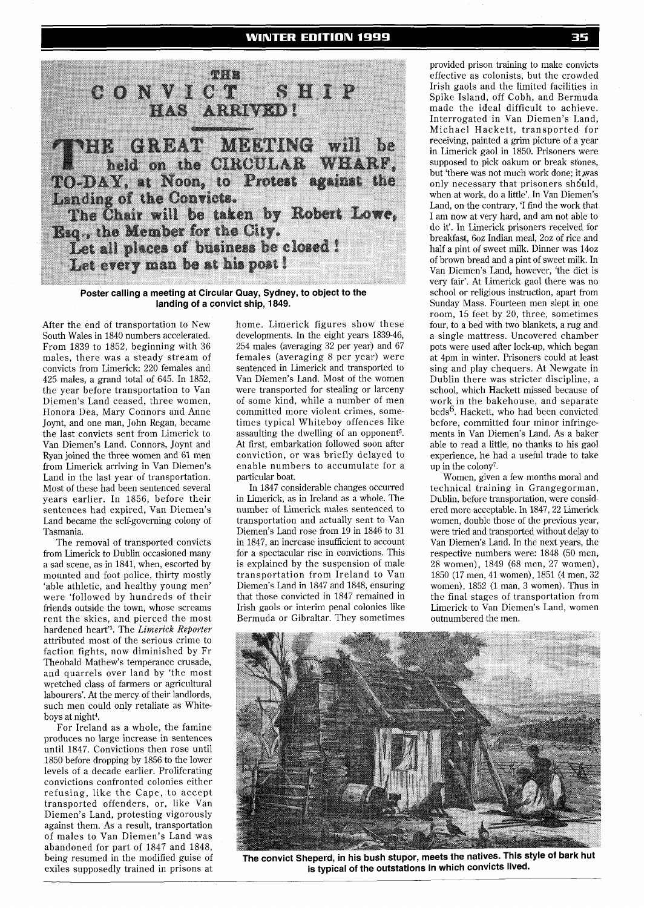# THE CONVICT SHIP HAS ARRIVED!

**THE GREAT MEETING will be held on the CIRCULAR WHARF, TO-DAY, at Noon, to Protest against the Landing of the Convicts.**

**The Chair will be taken by Robert Lowe, Esq., the Member for the City.**

**Let all places of business be closed!**

**Let every man be at his post!**

**Poster calling a meeting at Circular Quay, Sydney, to object to the landing of a convict ship, 1849.**

After the end of transportation to New South Wales in 1840 numbers accelerated. From 1839 to 1852, beginning with 36 males, there was a steady stream of convicts from Limerick: 220 females and 425 males, a grand total of 645. In 1852, the year before transportation to Van Diemen's Land ceased, three women, Honora Dea, Mary Connors and Anne Joynt, and one man, John Regan, became the last convicts sent from Limerick to Van Diemen's Land. Connors, Joynt and Ryan joined the three women and 61 men from Limerick arriving in Van Diemen's Land in the last year of transportation. Most of these had been sentenced several years earlier. In 1856, before their sentences had expired, Van Diemen's Land became the self-governing colony of Tasmania.

The removal of transported convicts from Limerick to Dublin occasioned many a sad scene, as in 1841, when, escorted by mounted and foot police, thirty mostly 'able athletic, and healthy young men' were 'followed by hundreds of their friends outside the town, whose screams rent the skies, and pierced the most hardened heart'[3]. The *Limerick Reporter* attributed most of the serious crime to faction fights, now diminished by Fr Theobald Mathew's temperance crusade, and quarrels over land by 'the most wretched class of farmers or agricultural labourers'. At the mercy of their landlords, such men could only retaliate as Whiteboys at night[4].

For Ireland as a whole, the famine produces no large increase in sentences until 1847. Convictions then rose until 1850 before dropping by 1856 to the lower levels of a decade earlier. Proliferating convictions confronted colonies either refusing, like the Cape, to accept transported offenders, or, like Van Diemen's Land, protesting vigorously against them. As a result, transportation of males to Van Diemen's Land was abandoned for part of 1847 and 1848, being resumed in the modified guise of exiles supposedly trained in prisons at home. Limerick figures show these developments. In the eight years 1839-46, 254 males (averaging 32 per year) and 67 females (averaging 8 per year) were sentenced in Limerick and transported to Van Diemen's Land. Most of the women were transported for stealing or larceny of some kind, while a number of men committed more violent crimes, sometimes typical Whiteboy offences like assaulting the dwelling of an opponent[5]. At first, embarkation followed soon after conviction, or was briefly delayed to enable numbers to accumulate for a particular boat.

In 1847 considerable changes occurred in Limerick, as in Ireland as a whole. The number of Limerick males sentenced to transportation and actually sent to Van Diemen's Land rose from 19 in 1846 to 31 in 1847, an increase insufficient to account for a spectacular rise in convictions. This is explained by the suspension of male transportation from Ireland to Van Diemen's Land in 1847 and 1848, ensuring that those convicted in 1847 remained in Irish gaols or interim penal colonies like Bermuda or Gibraltar. They sometimes provided prison training to make convicts effective as colonists, but the crowded Irish gaols and the limited facilities in Spike Island, off Cobh, and Bermuda made the ideal difficult to achieve. Interrogated in Van Diemen's Land, Michael Hackett, transported for receiving, painted a grim picture of a year in Limerick gaol in 1850. Prisoners were supposed to pick oakum or break stones, but 'there was not much work done; it was only necessary that prisoners should, when at work, do a little'. In Van Diemen's Land, on the contrary, 'I find the work that I am now at very hard, and am not able to do it'. In Limerick prisoners received for breakfast, 6oz Indian meal, 2oz of rice and half a pint of sweet milk. Dinner was 14oz of brown bread and a pint of sweet milk. In Van Diemen's Land, however, 'the diet is very fair'. At Limerick gaol there was no school or religious instruction, apart from Sunday Mass. Fourteen men slept in one room, 15 feet by 20, three, sometimes four, to a bed with two blankets, a rug and a single mattress. Uncovered chamber pots were used after lock-up, which began at 4pm in winter. Prisoners could at least sing and play chequers. At Newgate in Dublin there was stricter discipline, a school, which Hackett missed because of work in the bakehouse, and separate beds[6]. Hackett, who had been convicted before, committed four minor infringements in Van Diemen's Land. As a baker able to read a little, no thanks to his gaol experience, he had a useful trade to take up in the colony[7].

Women, given a few months moral and technical training in Grangegorman, Dublin, before transportation, were considered more acceptable. In 1847, 22 Limerick women, double those of the previous year, were tried and transported without delay to Van Diemen's Land. In the next years, the respective numbers were: 1848 (50 men, 28 women), 1849 (68 men, 27 women), 1850 (17 men, 41 women), 1851 (4 men, 32 women), 1852 (1 man, 3 women). Thus in the final stages of transportation from Limerick to Van Diemen's Land, women outnumbered the men.

**The convict Sheperd, in his bush stupor, meets the natives. This style of bark hut is typical of the outstations in which convicts lived.**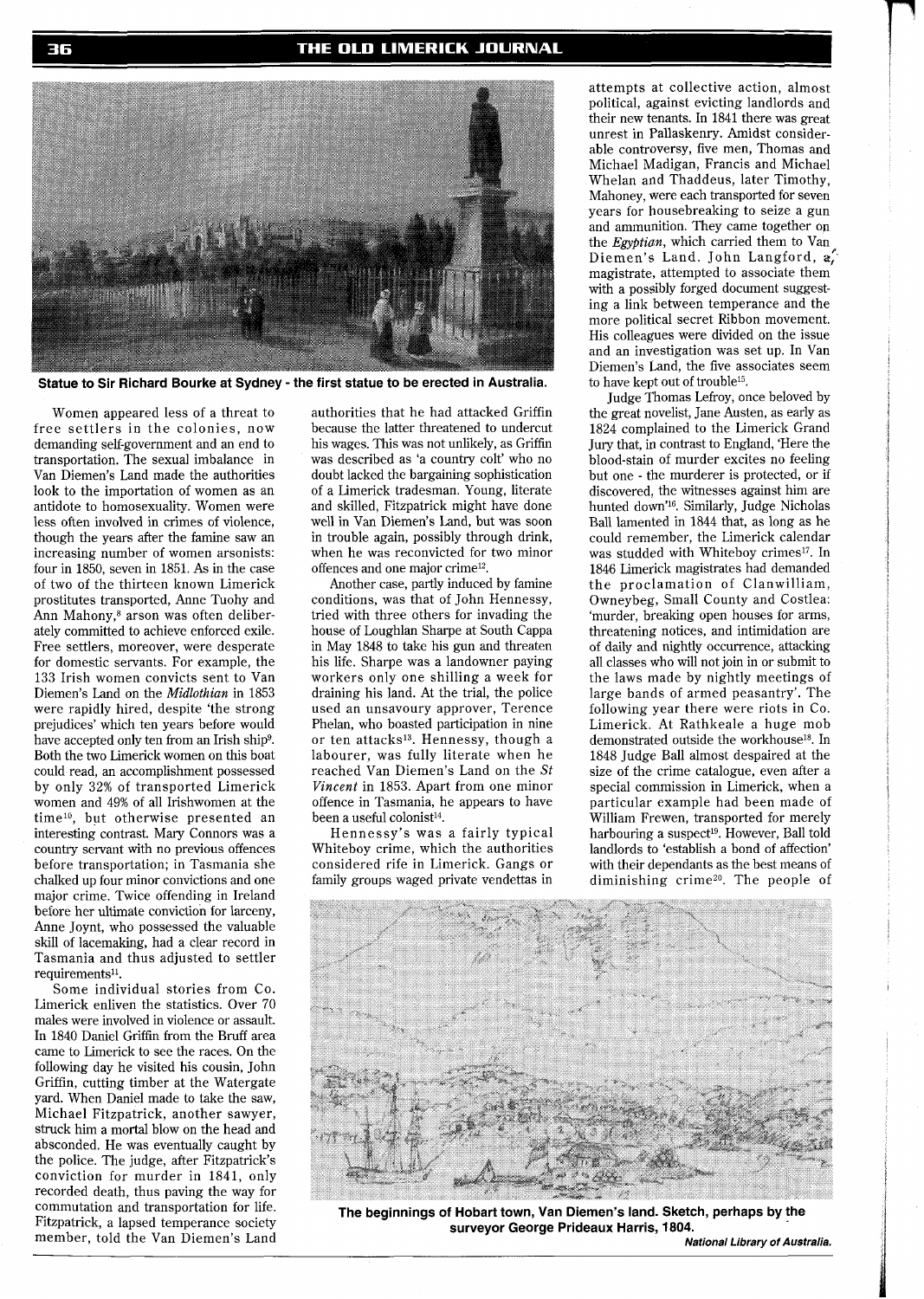Statue to Sir Richard Bourke at Sydney - the first statue to be erected in Australia.

Women appeared less of a threat to free settlers in the colonies, now demanding self-government and an end to transportation. The sexual imbalance in Van Diemen's Land made the authorities look to the importation of women as an antidote to homosexuality. Women were less often involved in crimes of violence, though the years after the famine saw an increasing number of women arsonists: four in 1850, seven in 1851. As in the case of two of the thirteen known Limerick prostitutes transported, Anne Tuohy and Ann Mahony,[8] arson was often deliberately committed to achieve enforced exile. Free settlers, moreover, were desperate for domestic servants. For example, the 133 Irish women convicts sent to Van Diemen's Land on the *Midlothian* in 1853 were rapidly hired, despite 'the strong prejudices' which ten years before would have accepted only ten from an Irish ship[9]. Both the two Limerick women on this boat could read, an accomplishment possessed by only 32% of transported Limerick women and 49% of all Irishwomen at the time[10], but otherwise presented an interesting contrast. Mary Connors was a country servant with no previous offences before transportation; in Tasmania she chalked up four minor convictions and one major crime. Twice offending in Ireland before her ultimate conviction for larceny, Anne Joynt, who possessed the valuable skill of lacemaking, had a clear record in Tasmania and thus adjusted to settler requirements[11].

Some individual stories from Co. Limerick enliven the statistics. Over 70 males were involved in violence or assault. In 1840 Daniel Griffin from the Bruff area came to Limerick to see the races. On the following day he visited his cousin, John Griffin, cutting timber at the Watergate yard. When Daniel made to take the saw, Michael Fitzpatrick, another sawyer, struck him a mortal blow on the head and absconded. He was eventually caught by the police. The judge, after Fitzpatrick's conviction for murder in 1841, only recorded death, thus paving the way for commutation and transportation for life. Fitzpatrick, a lapsed temperance society member, told the Van Diemen's Land authorities that he had attacked Griffin because the latter threatened to undercut his wages. This was not unlikely, as Griffin was described as 'a country colt' who no doubt lacked the bargaining sophistication of a Limerick tradesman. Young, literate and skilled, Fitzpatrick might have done well in Van Diemen's Land, but was soon in trouble again, possibly through drink, when he was reconvicted for two minor offences and one major crime[12].

Another case, partly induced by famine conditions, was that of John Hennessy, tried with three others for invading the house of Loughlan Sharpe at South Cappa in May 1848 to take his gun and threaten his life. Sharpe was a landowner paying workers only one shilling a week for draining his land. At the trial, the police used an unsavoury approver, Terence Phelan, who boasted participation in nine or ten attacks[13]. Hennessy, though a labourer, was fully literate when he reached Van Diemen's Land on the *St Vincent* in 1853. Apart from one minor offence in Tasmania, he appears to have been a useful colonist[14].

Hennessy's was a fairly typical Whiteboy crime, which the authorities considered rife in Limerick. Gangs or family groups waged private vendettas in attempts at collective action, almost political, against evicting landlords and their new tenants. In 1841 there was great unrest in Pallaskenry. Amidst considerable controversy, five men, Thomas and Michael Madigan, Francis and Michael Whelan and Thaddeus, later Timothy, Mahoney, were each transported for seven years for housebreaking to seize a gun and ammunition. They came together on the *Egyptian*, which carried them to Van Diemen's Land. John Langford, a magistrate, attempted to associate them with a possibly forged document suggesting a link between temperance and the more political secret Ribbon movement. His colleagues were divided on the issue and an investigation was set up. In Van Diemen's Land, the five associates seem to have kept out of trouble[15].

Judge Thomas Lefroy, once beloved by the great novelist, Jane Austen, as early as 1824 complained to the Limerick Grand Jury that, in contrast to England, 'Here the blood-stain of murder excites no feeling but one - the murderer is protected, or if discovered, the witnesses against him are hunted down'[16]. Similarly, Judge Nicholas Ball lamented in 1844 that, as long as he could remember, the Limerick calendar was studded with Whiteboy crimes[17]. In 1846 Limerick magistrates had demanded the proclamation of Clanwilliam, Owneybeg, Small County and Costlea: 'murder, breaking open houses for arms, threatening notices, and intimidation are of daily and nightly occurrence, attacking all classes who will not join in or submit to the laws made by nightly meetings of large bands of armed peasantry'. The following year there were riots in Co. Limerick. At Rathkeale a huge mob demonstrated outside the workhouse[18]. In 1848 Judge Ball almost despaired at the size of the crime catalogue, even after a special commission in Limerick, when a particular example had been made of William Frewen, transported for merely harbouring a suspect[19]. However, Ball told landlords to 'establish a bond of affection' with their dependants as the best means of diminishing crime[20]. The people of

The beginnings of Hobart town, Van Diemen's land. Sketch, perhaps by the surveyor George Prideaux Harris, 1804.
*National Library of Australia.*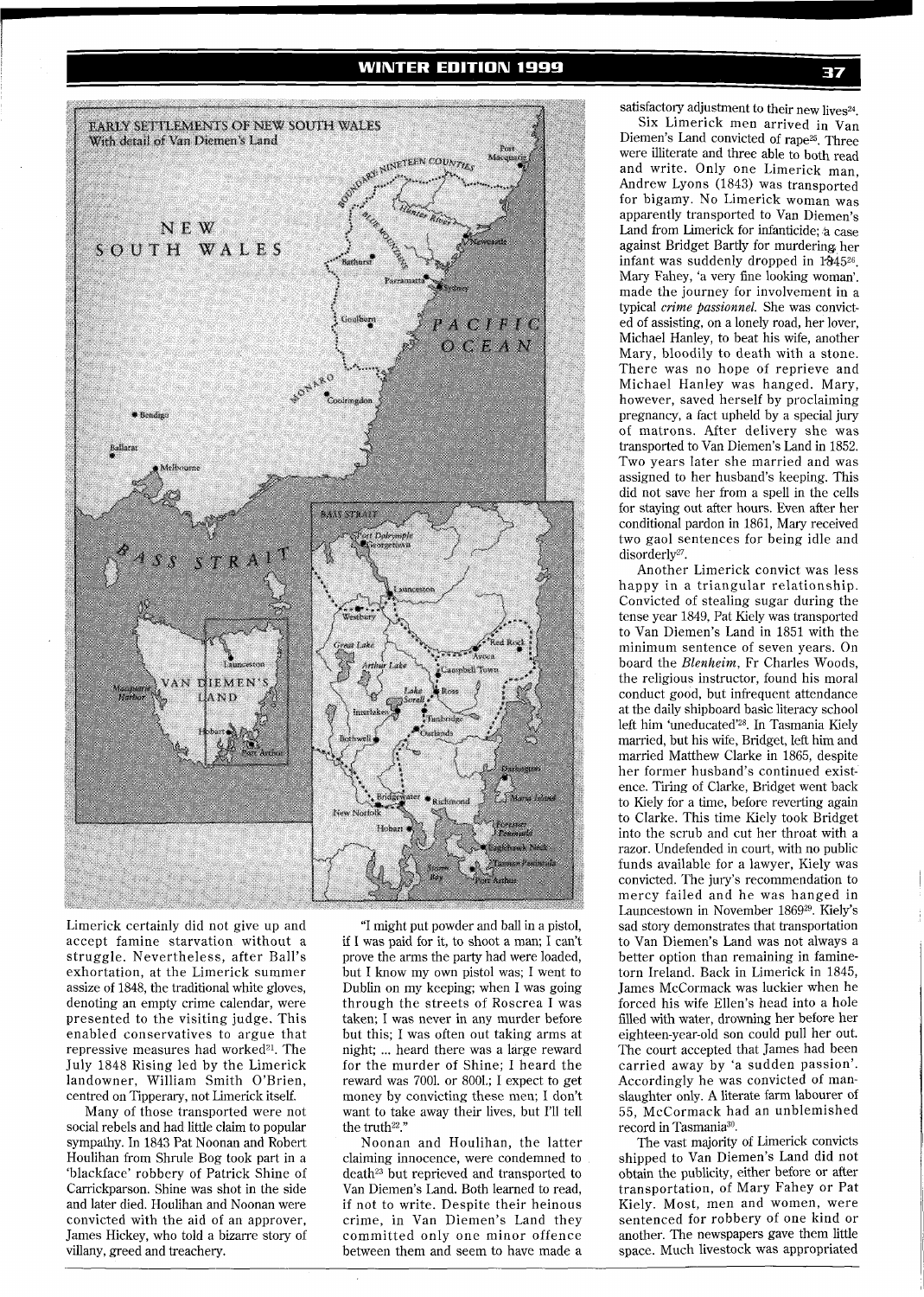Limerick certainly did not give up and accept famine starvation without a struggle. Nevertheless, after Ball's exhortation, at the Limerick summer assize of 1848, the traditional white gloves, denoting an empty crime calendar, were presented to the visiting judge. This enabled conservatives to argue that repressive measures had worked[21]. The July 1848 Rising led by the Limerick landowner, William Smith O'Brien, centred on Tipperary, not Limerick itself.

Many of those transported were not social rebels and had little claim to popular sympathy. In 1843 Pat Noonan and Robert Houlihan from Shrule Bog took part in a 'blackface' robbery of Patrick Shine of Carrickparson. Shine was shot in the side and later died. Houlihan and Noonan were convicted with the aid of an approver, James Hickey, who told a bizarre story of villany, greed and treachery.

"I might put powder and ball in a pistol, if I was paid for it, to shoot a man; I can't prove the arms the party had were loaded, but I know my own pistol was; I went to Dublin on my keeping; when I was going through the streets of Roscrea I was taken; I was never in any murder before but this; I was often out taking arms at night; ... heard there was a large reward for the murder of Shine; I heard the reward was 700l. or 800l.; I expect to get money by convicting these men; I don't want to take away their lives, but I'll tell the truth[22]."

Noonan and Houlihan, the latter claiming innocence, were condemned to death[23] but reprieved and transported to Van Diemen's Land. Both learned to read, if not to write. Despite their heinous crime, in Van Diemen's Land they committed only one minor offence between them and seem to have made a satisfactory adjustment to their new lives[24].

Six Limerick men arrived in Van Diemen's Land convicted of rape[25]. Three were illiterate and three able to both read and write. Only one Limerick man, Andrew Lyons (1843) was transported for bigamy. No Limerick woman was apparently transported to Van Diemen's Land from Limerick for infanticide; a case against Bridget Bartly for murdering her infant was suddenly dropped in 1845[26]. Mary Fahey, 'a very fine looking woman'. made the journey for involvement in a typical *crime passionnel*. She was convicted of assisting, on a lonely road, her lover, Michael Hanley, to beat his wife, another Mary, bloodily to death with a stone. There was no hope of reprieve and Michael Hanley was hanged. Mary, however, saved herself by proclaiming pregnancy, a fact upheld by a special jury of matrons. After delivery she was transported to Van Diemen's Land in 1852. Two years later she married and was assigned to her husband's keeping. This did not save her from a spell in the cells for staying out after hours. Even after her conditional pardon in 1861, Mary received two gaol sentences for being idle and disorderly[27].

Another Limerick convict was less happy in a triangular relationship. Convicted of stealing sugar during the tense year 1849, Pat Kiely was transported to Van Diemen's Land in 1851 with the minimum sentence of seven years. On board the *Blenheim*, Fr Charles Woods, the religious instructor, found his moral conduct good, but infrequent attendance at the daily shipboard basic literacy school left him 'uneducated'[28]. In Tasmania Kiely married, but his wife, Bridget, left him and married Matthew Clarke in 1865, despite her former husband's continued existence. Tiring of Clarke, Bridget went back to Kiely for a time, before reverting again to Clarke. This time Kiely took Bridget into the scrub and cut her throat with a razor. Undefended in court, with no public funds available for a lawyer, Kiely was convicted. The jury's recommendation to mercy failed and he was hanged in Launcestown in November 1869[29]. Kiely's sad story demonstrates that transportation to Van Diemen's Land was not always a better option than remaining in famine-torn Ireland. Back in Limerick in 1845, James McCormack was luckier when he forced his wife Ellen's head into a hole filled with water, drowning her before her eighteen-year-old son could pull her out. The court accepted that James had been carried away by 'a sudden passion'. Accordingly he was convicted of manslaughter only. A literate farm labourer of 55, McCormack had an unblemished record in Tasmania[30].

The vast majority of Limerick convicts shipped to Van Diemen's Land did not obtain the publicity, either before or after transportation, of Mary Fahey or Pat Kiely. Most, men and women, were sentenced for robbery of one kind or another. The newspapers gave them little space. Much livestock was appropriated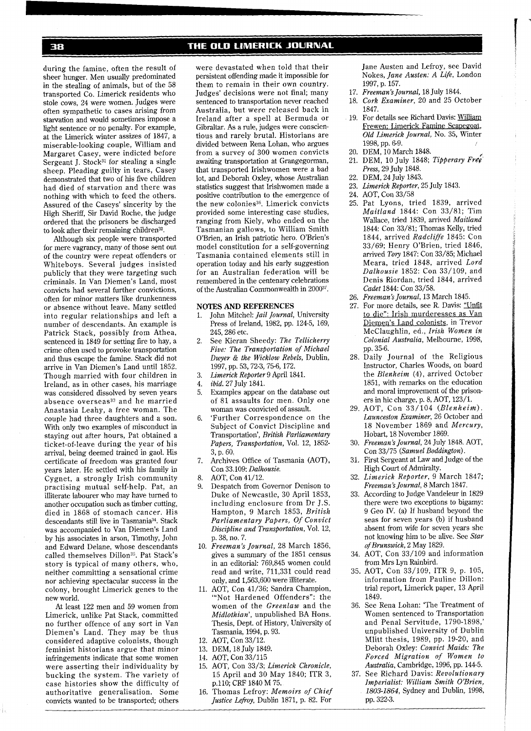during the famine, often the result of sheer hunger. Men usually predominated in the stealing of animals, but of the 58 transported Co. Limerick residents who stole cows, 24 were women. Judges were often sympathetic to cases arising from starvation and would sometimes impose a light sentence or no penalty. For example, at the Limerick winter assizes of 1847, a miserable-looking couple, William and Margaret Casey, were indicted before Sergeant J. Stock[31] for stealing a single sheep. Pleading guilty in tears, Casey demonstrated that two of his five children had died of starvation and there was nothing with which to feed the others. Assured of the Caseys' sincerity by the High Sheriff, Sir David Roche, the judge ordered that the prisoners be discharged to look after their remaining children[32].

Although six people were transported for mere vagrancy, many of those sent out of the country were repeat offenders or Whiteboys. Several judges insisted publicly that they were targeting such criminals. In Van Diemen's Land, most convicts had several further convictions, often for minor matters like drunkenness or absence without leave. Many settled into regular relationships and left a number of descendants. An example is Patrick Stack, possibly from Athea, sentenced in 1849 for setting fire to hay, a crime often used to provoke transportation and thus escape the famine. Stack did not arrive in Van Diemen's Land until 1852. Though married with four children in Ireland, as in other cases, his marriage was considered dissolved by seven years absence overseas[33] and he married Anastasia Leahy, a free woman. The couple had three daughters and a son. With only two examples of misconduct in staying out after hours, Pat obtained a ticket-of-leave during the year of his arrival, being deemed trained in gaol. His certificate of freedom was granted four years later. He settled with his family in Cygnet, a strongly Irish community practising mutual self-help. Pat, an illiterate labourer who may have turned to another occupation such as timber cutting, died in 1868 of stomach cancer. His descendants still live in Tasmania[34]. Stack was accompanied to Van Diemen's Land by his associates in arson, Timothy, John and Edward Delane, whose descendants called themselves Dillon[35]. Pat Stack's story is typical of many others, who, neither committing a sensational crime nor achieving spectacular success in the colony, brought Limerick genes to the new world.

At least 122 men and 59 women from Limerick, unlike Pat Stack, committed no further offence of any sort in Van Diemen's Land. They may be thus considered adaptive colonists, though feminist historians argue that minor infringements indicate that some women were asserting their individuality by bucking the system. The variety of case histories show the difficulty of authoritative generalisation. Some convicts wanted to be transported; others were devastated when told that their persistent offending made it impossible for them to remain in their own country. Judges' decisions were not final; many sentenced to transportation never reached Australia, but were released back in Ireland after a spell at Bermuda or Gibraltar. As a rule, judges were conscientious and rarely brutal. Historians are divided between Rena Lohan, who argues from a survey of 300 women convicts awaiting transportation at Grangegorman, that transported Irishwomen were a bad lot, and Deborah Oxley, whose Australian statistics suggest that Irishwomen made a positive contribution to the emergence of the new colonies[36]. Limerick convicts provided some interesting case studies, ranging from Kiely, who ended on the Tasmanian gallows, to William Smith O'Brien, an Irish patriotic hero. O'Brien's model constitution for a self-governing Tasmania contained elements still in operation today and his early suggestion for an Australian federation will be remembered in the centenary celebrations of the Australian Commonwealth in 2000[37].

## NOTES AND REFERENCES

1. John Mitchel: *Jail Journal*, University Press of Ireland, 1982, pp. 124-5, 169, 245, 286 etc.
2. See Kieran Sheedy: *The Tellicherry Five: The Transportation of Michael Dwyer & the Wicklow Rebels*, Dublin, 1997, pp. 53, 72-3, 75-6, 172.
3. *Limerick Reporter* 9 April 1841.
4. *ibid.* 27 July 1841.
5. Examples appear on the database out of 81 assaults for men. Only one woman was convicted of assault.
6. 'Further Correspondence on the Subject of Convict Discipline and Transportation', *British Parliamentary Papers, Transportation*, Vol. 12, 1852-3, p. 60.
7. Archives Office of Tasmania (AOT), Con 33.109: *Dalhousie.*
8. AOT, Con 41/12.
9. Despatch from Governor Denison to Duke of Newcastle, 30 April 1853, including enclosure from Dr J.S. Hampton, 9 March 1853, *British Parliamentary Papers, Of Convict Discipline and Transportation*, Vol. 12, p. 38, no. 7.
10. *Freeman's Journal*, 28 March 1856, gives a summary of the 1851 census in an editorial: 769,845 women could read and write, 711,331 could read only, and 1,563,600 were illiterate.
11. AOT, Con 41/36; Sandra Champion, '"Not Hardened Offenders": the women of the *Greenlaw* and the *Midlothian*', unpublished BA Hons. Thesis, Dept. of History, University of Tasmania, 1994, p. 93.
12. AOT, Con 33/12.
13. DEM, 18 July 1849.
14. AOT, Con 33/115
15. AOT, Con 33/3; *Limerick Chronicle*, 15 April and 30 May 1840; ITR 3, p.110; CRF 1840 M 75.
16. Thomas Lefroy: *Memoirs of Chief Justice Lefroy*, Dublin 1871, p. 82. For Jane Austen and Lefroy, see David Nokes, *Jane Austen: A Life*, London 1997, p. 157.
17. *Freeman's Journal*, 18 July 1844.
18. *Cork Examiner*, 20 and 25 October 1847.
19. For details see Richard Davis: William Frewen: Limerick Famine Scapegoat, *Old Limerick Journal*, No. 35, Winter 1998, pp. 6-9.
20. DEM, 10 March 1848.
21. DEM, 10 July 1848; *Tipperary Free Press*, 29 July 1848.
22. DEM, 24 July 1843.
23. *Limerick Reporter*, 25 July 1843.
24. AOT, Con 33/58
25. Pat Lyons, tried 1839, arrived *Maitland* 1844: Con 33/81; Tim Wallace, tried 1839, arrived *Maitland* 1844: Con 33/81; Thomas Kelly, tried 1844, arrived *Radcliffe* 1845: Con 33/69; Henry O'Brien, tried 1846, arrived *Tory* 1847: Con 33/85; Michael Meara, tried 1848, arrived *Lord Dalhousie* 1852: Con 33/109, and Denis Riordan, tried 1844, arrived *Cadet* 1844: Con 33/58.
26. *Freeman's Journal*, 13 March 1845.
27. For more details, see R. Davis: "Unfit to die": Irish murderesses as Van Diemen's Land colonists, in Trevor McClaughlin, ed., *Irish Women in Colonial Australia*, Melbourne, 1998, pp. 35-6.
28. Daily Journal of the Religious Instructor, Charles Woods, on board the *Blenheim* (4), arrived October 1851, with remarks on the education and moral improvement of the prisoners in hic charge, p. 8, AOT, 123/1.
29. AOT, Con 33/104 (*Blenheim*). *Launceston Examiner*, 26 October and 18 November 1869 and *Mercury*, Hobart, 18 November 1869.
30. *Freeman's Journal*, 24 July 1848. AOT, Con 33/75 (*Samuel Boddington*).
31. First Sergeant at Law and Judge of the High Court of Admiralty.
32. *Limerick Reporter*, 9 March 1847; *Freeman's Journal*, 8 March 1847.
33. According to Judge Vandeleur in 1829 there were two exceptions to bigamy: 9 Geo IV. (a) If husband beyond the seas for seven years (b) if husband absent from wife for seven years she not knowing him to be alive. See *Star of Brunswick*, 2 May 1829.
34. AOT, Con 33/109 and information from Mrs Lyn Rainbird.
35. AOT, Con 33/109, ITR 9, p. 105, information from Pauline Dillon: trial report, Limerick paper, 13 April 1849.
36. See Rena Lohan: 'The Treatment of Women sentenced to Transportation and Penal Servitude, 1790-1898,' unpublished University of Dublin Mlitt thesis, 1989, pp. 19-20, and Deborah Oxley: *Convict Maids: The Forced Migration of Women to Australia*, Cambridge, 1996, pp. 144-5.
37. See Richard Davis: *Revolutionary Imperialist: William Smith O'Brien, 1803-1864*, Sydney and Dublin, 1998, pp. 322-3.